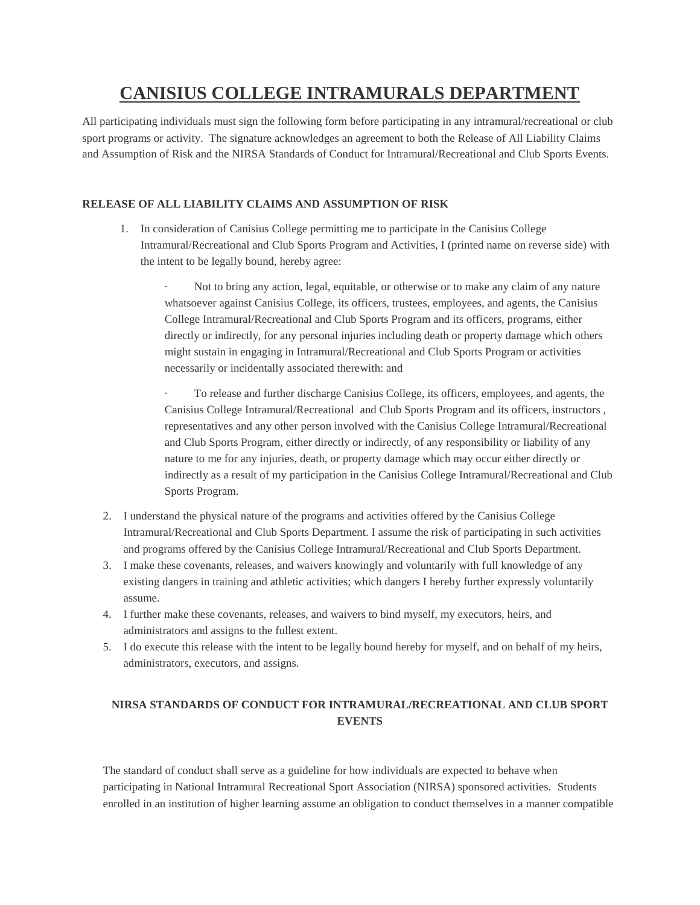# CANISIUS COLLEGE INTRAMURALS DEPARTMENT

All participating individuals must sign the following form before participating in any intramural/recreational or club sport programs or activity. The signature acknowledges an agreement to both the Release of All Liability Claims and Assumption of Risk and the NIRSA Standards of Conduct for Intramural/Recreational and Club Sports Events.

**RELEASE OF ALL LIABILITY CLAIMS AND ASSUMPTION OF RISK**

1. In consideration of Canisius College permitting me to participate in the Canisius College Intramural/Recreational and Club Sports Program and Activities, I (printed name on reverse side) with the intent to be legally bound, hereby agree:

   · Not to bring any action, legal, equitable, or otherwise or to make any claim of any nature whatsoever against Canisius College, its officers, trustees, employees, and agents, the Canisius College Intramural/Recreational and Club Sports Program and its officers, programs, either directly or indirectly, for any personal injuries including death or property damage which others might sustain in engaging in Intramural/Recreational and Club Sports Program or activities necessarily or incidentally associated therewith: and

   · To release and further discharge Canisius College, its officers, employees, and agents, the Canisius College Intramural/Recreational and Club Sports Program and its officers, instructors , representatives and any other person involved with the Canisius College Intramural/Recreational and Club Sports Program, either directly or indirectly, of any responsibility or liability of any nature to me for any injuries, death, or property damage which may occur either directly or indirectly as a result of my participation in the Canisius College Intramural/Recreational and Club Sports Program.

2. I understand the physical nature of the programs and activities offered by the Canisius College Intramural/Recreational and Club Sports Department. I assume the risk of participating in such activities and programs offered by the Canisius College Intramural/Recreational and Club Sports Department.
3. I make these covenants, releases, and waivers knowingly and voluntarily with full knowledge of any existing dangers in training and athletic activities; which dangers I hereby further expressly voluntarily assume.
4. I further make these covenants, releases, and waivers to bind myself, my executors, heirs, and administrators and assigns to the fullest extent.
5. I do execute this release with the intent to be legally bound hereby for myself, and on behalf of my heirs, administrators, executors, and assigns.

**NIRSA STANDARDS OF CONDUCT FOR INTRAMURAL/RECREATIONAL AND CLUB SPORT EVENTS**

The standard of conduct shall serve as a guideline for how individuals are expected to behave when participating in National Intramural Recreational Sport Association (NIRSA) sponsored activities. Students enrolled in an institution of higher learning assume an obligation to conduct themselves in a manner compatible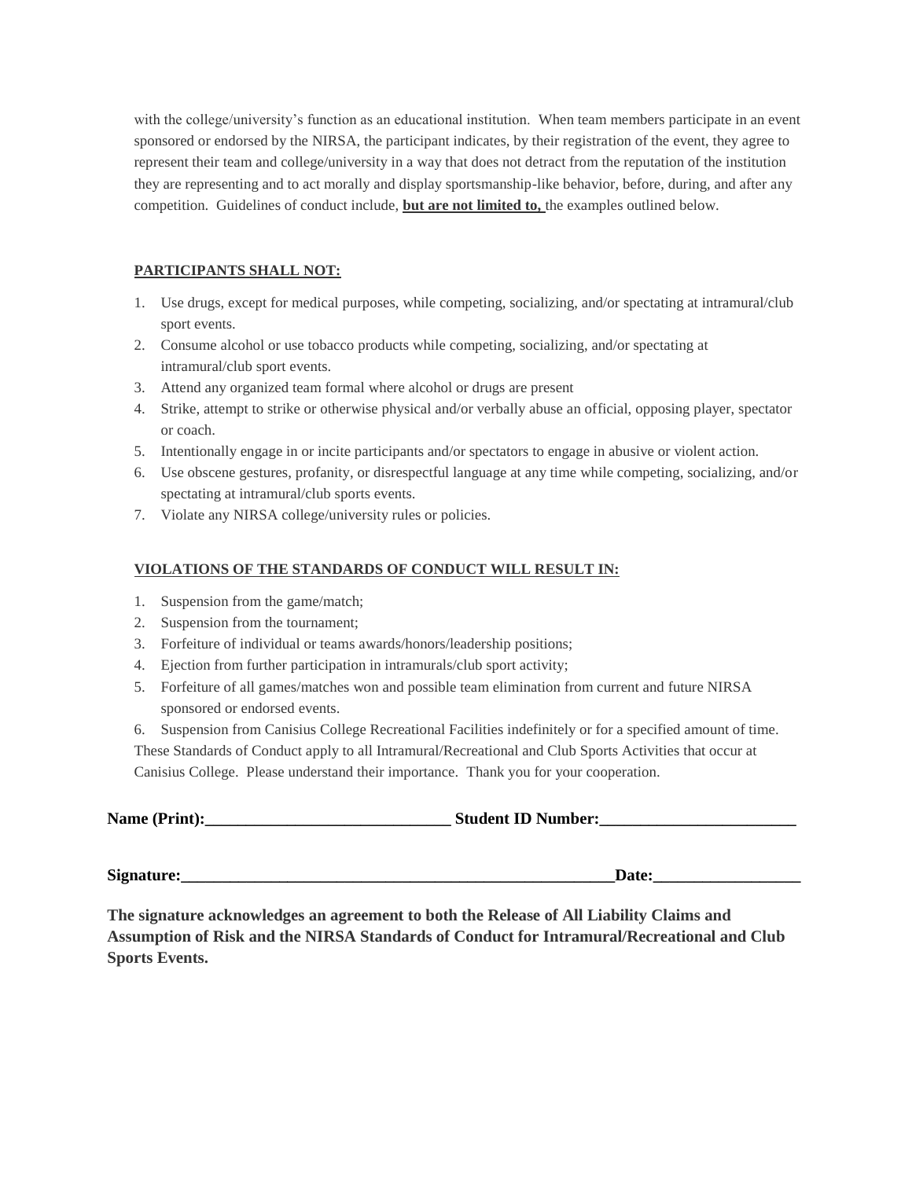with the college/university's function as an educational institution. When team members participate in an event sponsored or endorsed by the NIRSA, the participant indicates, by their registration of the event, they agree to represent their team and college/university in a way that does not detract from the reputation of the institution they are representing and to act morally and display sportsmanship-like behavior, before, during, and after any competition. Guidelines of conduct include, **but are not limited to,** the examples outlined below.

**PARTICIPANTS SHALL NOT:**

1. Use drugs, except for medical purposes, while competing, socializing, and/or spectating at intramural/club sport events.
2. Consume alcohol or use tobacco products while competing, socializing, and/or spectating at intramural/club sport events.
3. Attend any organized team formal where alcohol or drugs are present
4. Strike, attempt to strike or otherwise physical and/or verbally abuse an official, opposing player, spectator or coach.
5. Intentionally engage in or incite participants and/or spectators to engage in abusive or violent action.
6. Use obscene gestures, profanity, or disrespectful language at any time while competing, socializing, and/or spectating at intramural/club sports events.
7. Violate any NIRSA college/university rules or policies.

**VIOLATIONS OF THE STANDARDS OF CONDUCT WILL RESULT IN:**

1. Suspension from the game/match;
2. Suspension from the tournament;
3. Forfeiture of individual or teams awards/honors/leadership positions;
4. Ejection from further participation in intramurals/club sport activity;
5. Forfeiture of all games/matches won and possible team elimination from current and future NIRSA sponsored or endorsed events.
6. Suspension from Canisius College Recreational Facilities indefinitely or for a specified amount of time.

These Standards of Conduct apply to all Intramural/Recreational and Club Sports Activities that occur at Canisius College. Please understand their importance. Thank you for your cooperation.

**Name (Print):______________________________ Student ID Number:________________________**

**Signature:_______________________________________________________Date:__________________**

**The signature acknowledges an agreement to both the Release of All Liability Claims and Assumption of Risk and the NIRSA Standards of Conduct for Intramural/Recreational and Club Sports Events.**